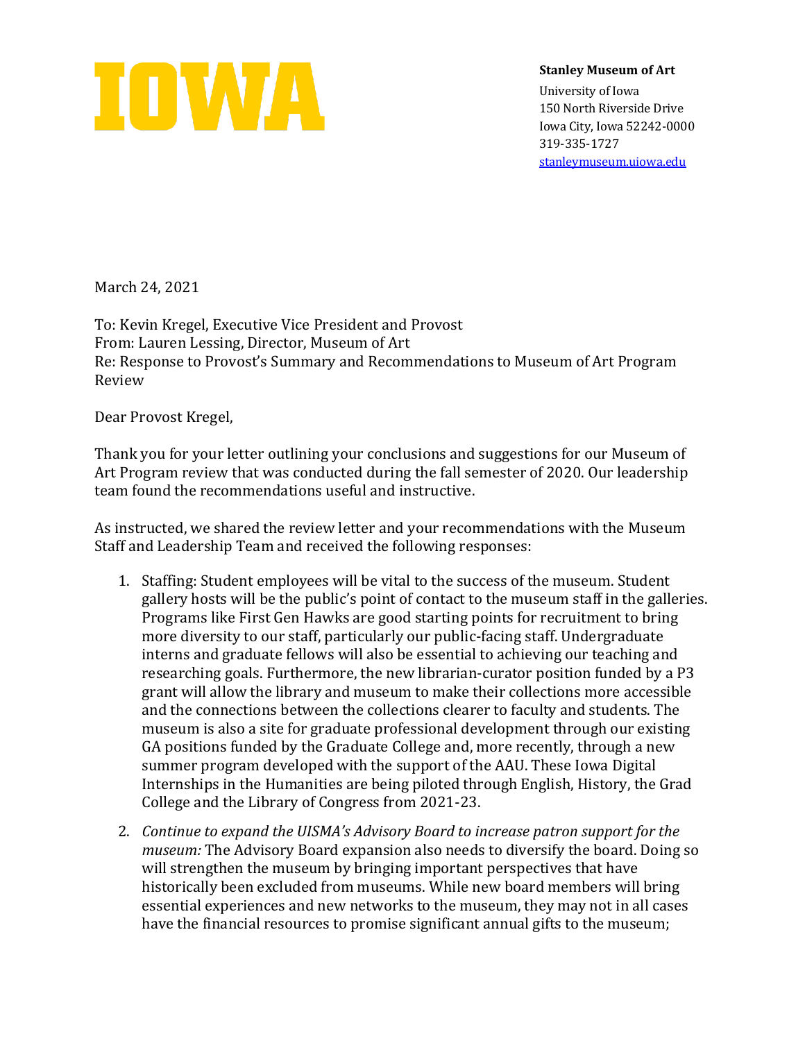IOWA

**Stanley Museum of Art**
University of Iowa
150 North Riverside Drive
Iowa City, Iowa 52242-0000
319-335-1727
stanleymuseum.uiowa.edu

March 24, 2021

To: Kevin Kregel, Executive Vice President and Provost
From: Lauren Lessing, Director, Museum of Art
Re: Response to Provost's Summary and Recommendations to Museum of Art Program Review

Dear Provost Kregel,

Thank you for your letter outlining your conclusions and suggestions for our Museum of Art Program review that was conducted during the fall semester of 2020. Our leadership team found the recommendations useful and instructive.

As instructed, we shared the review letter and your recommendations with the Museum Staff and Leadership Team and received the following responses:

1. Staffing: Student employees will be vital to the success of the museum. Student gallery hosts will be the public's point of contact to the museum staff in the galleries. Programs like First Gen Hawks are good starting points for recruitment to bring more diversity to our staff, particularly our public-facing staff. Undergraduate interns and graduate fellows will also be essential to achieving our teaching and researching goals. Furthermore, the new librarian-curator position funded by a P3 grant will allow the library and museum to make their collections more accessible and the connections between the collections clearer to faculty and students. The museum is also a site for graduate professional development through our existing GA positions funded by the Graduate College and, more recently, through a new summer program developed with the support of the AAU. These Iowa Digital Internships in the Humanities are being piloted through English, History, the Grad College and the Library of Congress from 2021-23.
2. *Continue to expand the UISMA's Advisory Board to increase patron support for the museum:* The Advisory Board expansion also needs to diversify the board. Doing so will strengthen the museum by bringing important perspectives that have historically been excluded from museums. While new board members will bring essential experiences and new networks to the museum, they may not in all cases have the financial resources to promise significant annual gifts to the museum;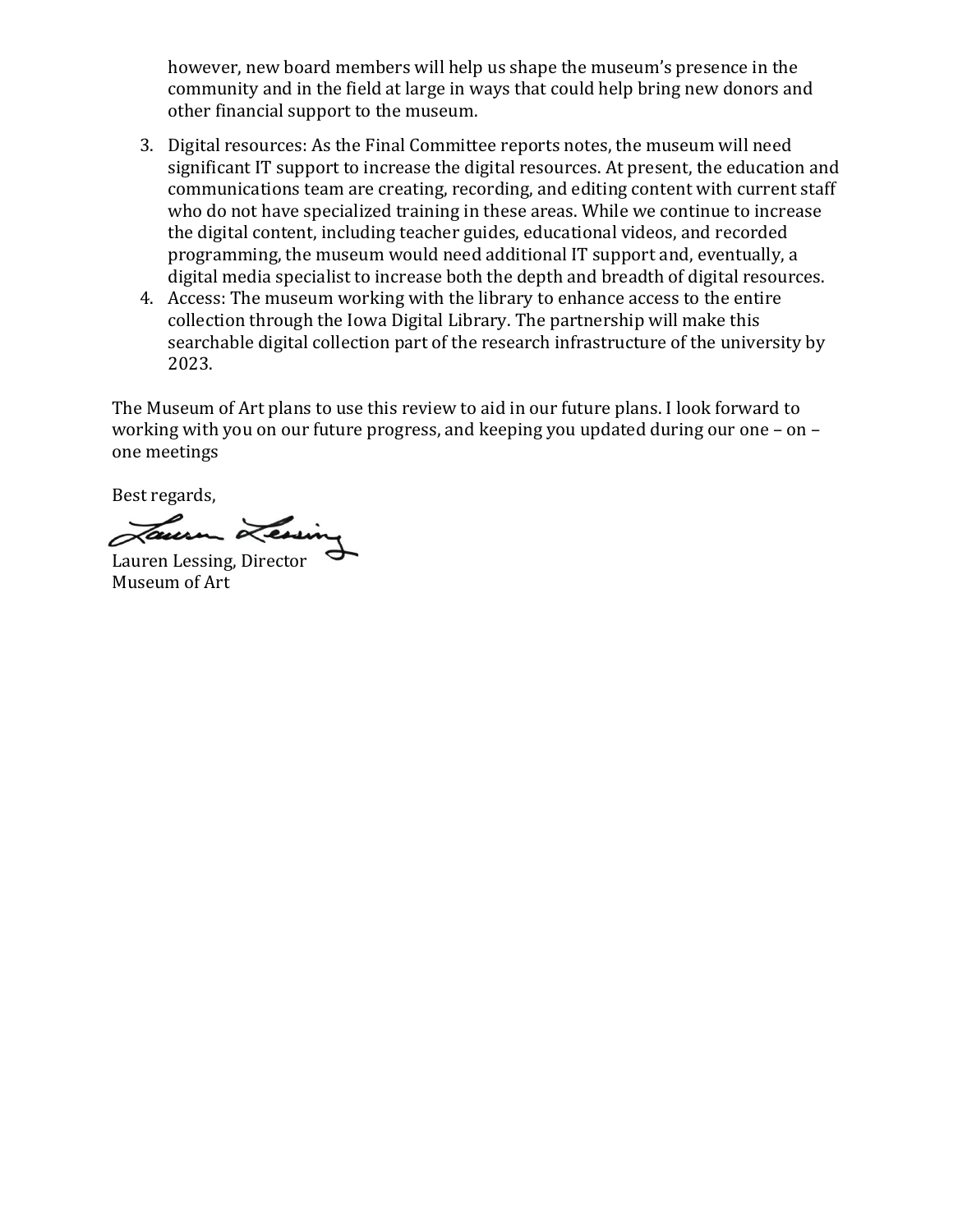however, new board members will help us shape the museum's presence in the community and in the field at large in ways that could help bring new donors and other financial support to the museum.

3. Digital resources: As the Final Committee reports notes, the museum will need significant IT support to increase the digital resources. At present, the education and communications team are creating, recording, and editing content with current staff who do not have specialized training in these areas. While we continue to increase the digital content, including teacher guides, educational videos, and recorded programming, the museum would need additional IT support and, eventually, a digital media specialist to increase both the depth and breadth of digital resources.
4. Access: The museum working with the library to enhance access to the entire collection through the Iowa Digital Library. The partnership will make this searchable digital collection part of the research infrastructure of the university by 2023.

The Museum of Art plans to use this review to aid in our future plans. I look forward to working with you on our future progress, and keeping you updated during our one – on – one meetings

Best regards,

Lauren Lessing, Director
Museum of Art